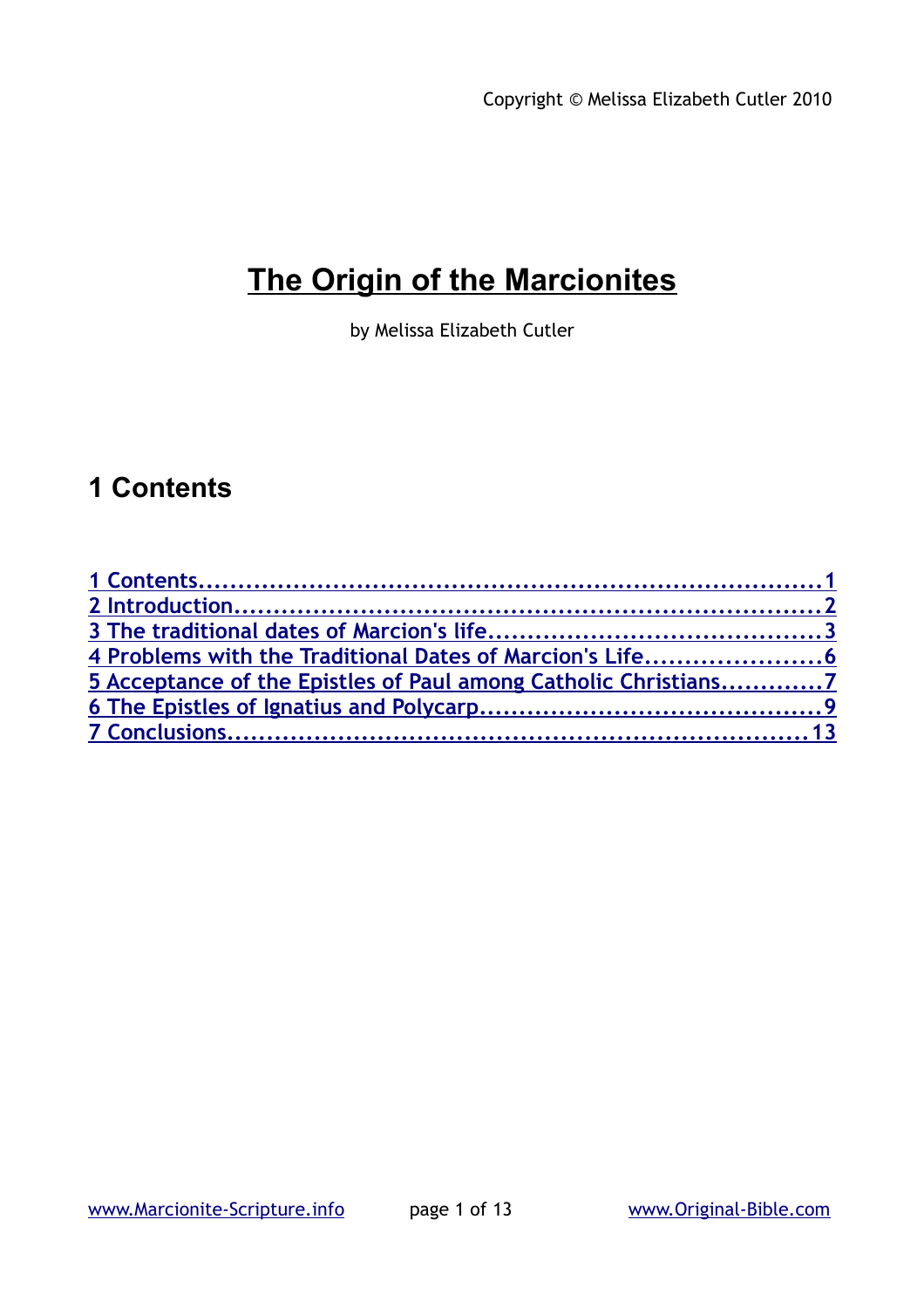Copyright © Melissa Elizabeth Cutler 2010

# The Origin of the Marcionites

by Melissa Elizabeth Cutler

## 1 Contents

1 Contents....................................................................................1
2 Introduction...............................................................................2
3 The traditional dates of Marcion's life.......................................3
4 Problems with the Traditional Dates of Marcion's Life...................6
5 Acceptance of the Epistles of Paul among Catholic Christians.............7
6 The Epistles of Ignatius and Polycarp..........................................9
7 Conclusions..............................................................................13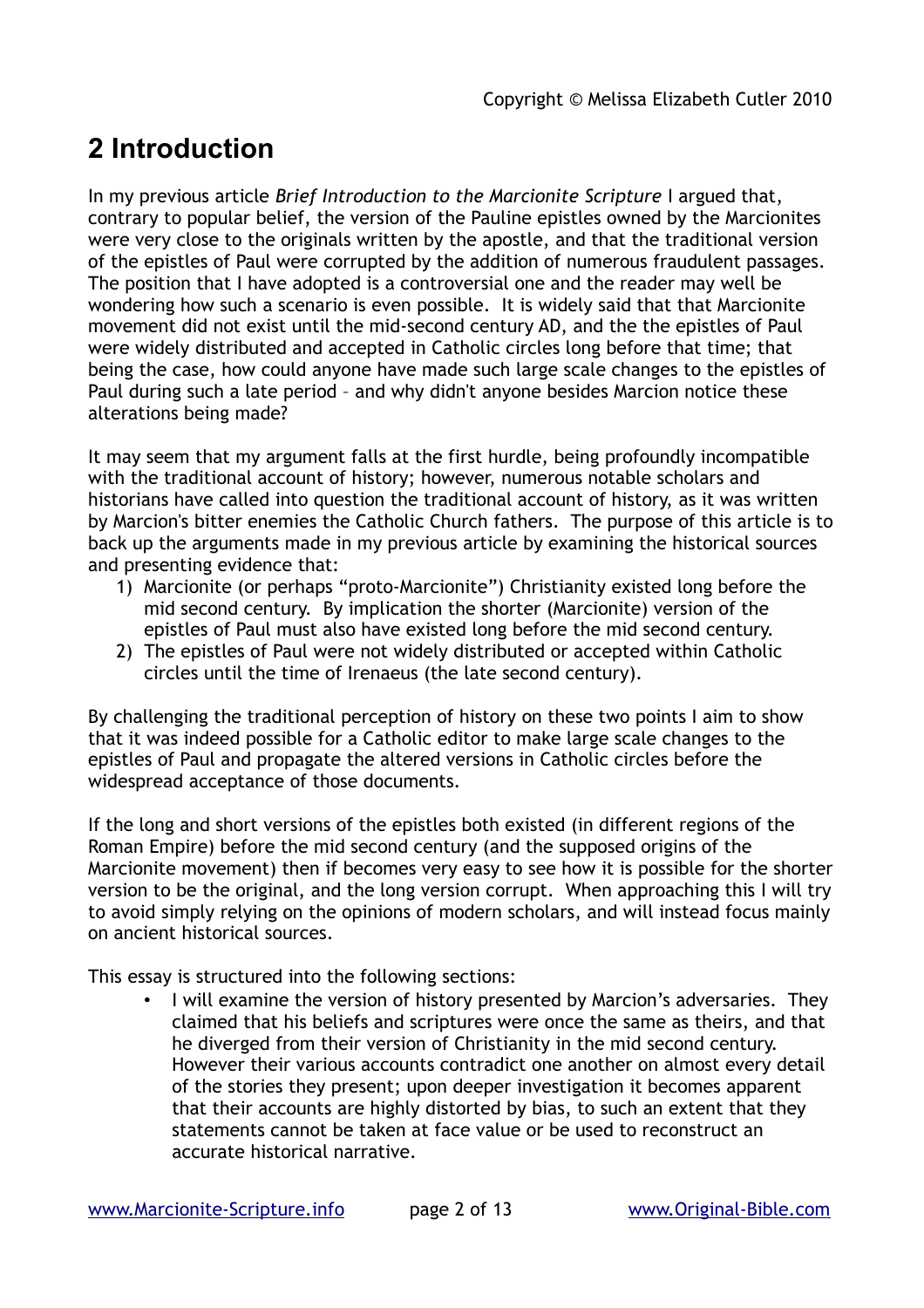## 2 Introduction

In my previous article *Brief Introduction to the Marcionite Scripture* I argued that, contrary to popular belief, the version of the Pauline epistles owned by the Marcionites were very close to the originals written by the apostle, and that the traditional version of the epistles of Paul were corrupted by the addition of numerous fraudulent passages. The position that I have adopted is a controversial one and the reader may well be wondering how such a scenario is even possible. It is widely said that that Marcionite movement did not exist until the mid-second century AD, and the the epistles of Paul were widely distributed and accepted in Catholic circles long before that time; that being the case, how could anyone have made such large scale changes to the epistles of Paul during such a late period – and why didn't anyone besides Marcion notice these alterations being made?

It may seem that my argument falls at the first hurdle, being profoundly incompatible with the traditional account of history; however, numerous notable scholars and historians have called into question the traditional account of history, as it was written by Marcion's bitter enemies the Catholic Church fathers. The purpose of this article is to back up the arguments made in my previous article by examining the historical sources and presenting evidence that:

1) Marcionite (or perhaps "proto-Marcionite") Christianity existed long before the mid second century. By implication the shorter (Marcionite) version of the epistles of Paul must also have existed long before the mid second century.
2) The epistles of Paul were not widely distributed or accepted within Catholic circles until the time of Irenaeus (the late second century).

By challenging the traditional perception of history on these two points I aim to show that it was indeed possible for a Catholic editor to make large scale changes to the epistles of Paul and propagate the altered versions in Catholic circles before the widespread acceptance of those documents.

If the long and short versions of the epistles both existed (in different regions of the Roman Empire) before the mid second century (and the supposed origins of the Marcionite movement) then if becomes very easy to see how it is possible for the shorter version to be the original, and the long version corrupt. When approaching this I will try to avoid simply relying on the opinions of modern scholars, and will instead focus mainly on ancient historical sources.

This essay is structured into the following sections:

- I will examine the version of history presented by Marcion's adversaries. They claimed that his beliefs and scriptures were once the same as theirs, and that he diverged from their version of Christianity in the mid second century. However their various accounts contradict one another on almost every detail of the stories they present; upon deeper investigation it becomes apparent that their accounts are highly distorted by bias, to such an extent that they statements cannot be taken at face value or be used to reconstruct an accurate historical narrative.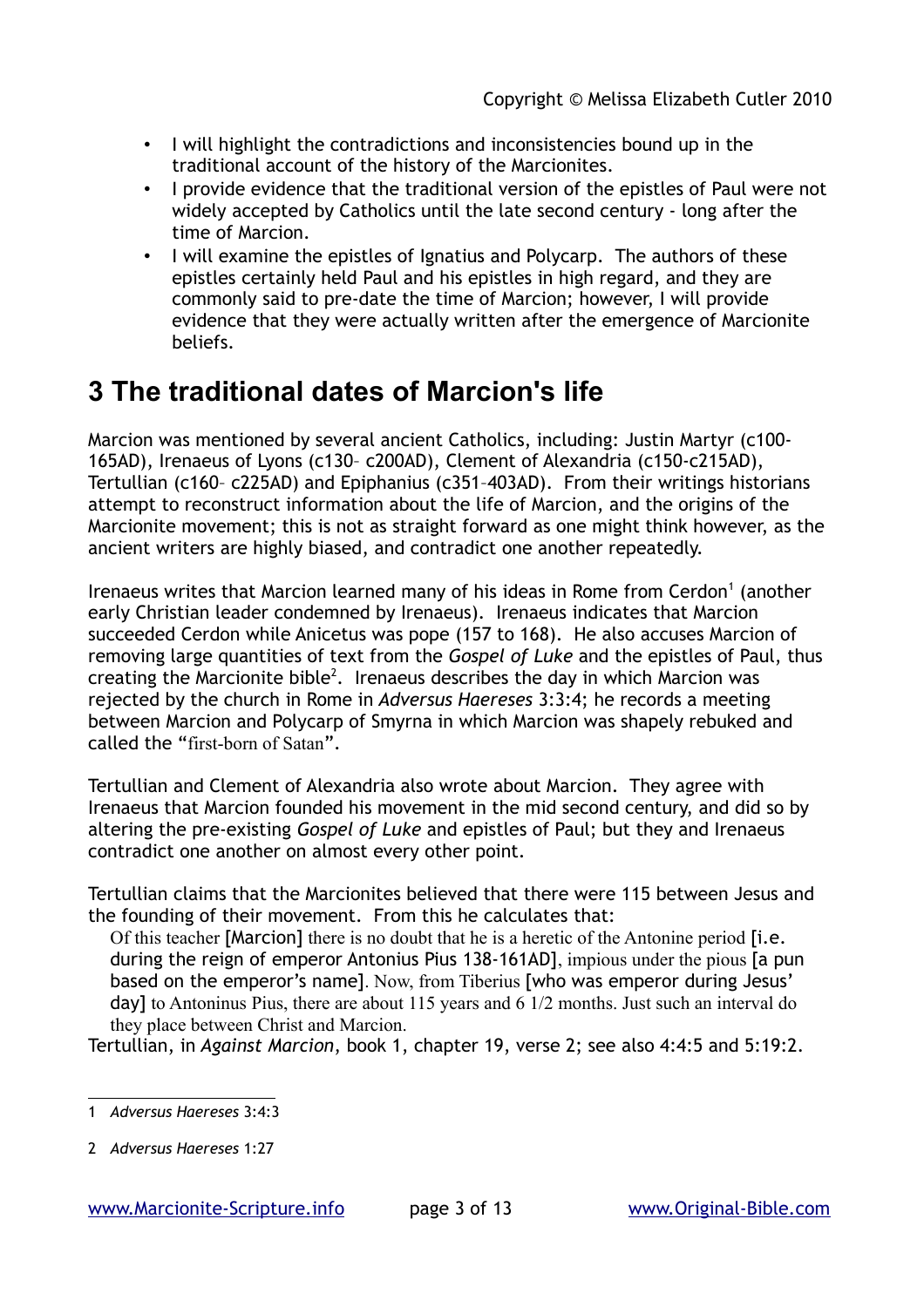- I will highlight the contradictions and inconsistencies bound up in the traditional account of the history of the Marcionites.
- I provide evidence that the traditional version of the epistles of Paul were not widely accepted by Catholics until the late second century - long after the time of Marcion.
- I will examine the epistles of Ignatius and Polycarp. The authors of these epistles certainly held Paul and his epistles in high regard, and they are commonly said to pre-date the time of Marcion; however, I will provide evidence that they were actually written after the emergence of Marcionite beliefs.

## 3 The traditional dates of Marcion's life

Marcion was mentioned by several ancient Catholics, including: Justin Martyr (c100-165AD), Irenaeus of Lyons (c130– c200AD), Clement of Alexandria (c150-c215AD), Tertullian (c160– c225AD) and Epiphanius (c351–403AD). From their writings historians attempt to reconstruct information about the life of Marcion, and the origins of the Marcionite movement; this is not as straight forward as one might think however, as the ancient writers are highly biased, and contradict one another repeatedly.

Irenaeus writes that Marcion learned many of his ideas in Rome from Cerdon[1] (another early Christian leader condemned by Irenaeus). Irenaeus indicates that Marcion succeeded Cerdon while Anicetus was pope (157 to 168). He also accuses Marcion of removing large quantities of text from the *Gospel of Luke* and the epistles of Paul, thus creating the Marcionite bible[2]. Irenaeus describes the day in which Marcion was rejected by the church in Rome in *Adversus Haereses* 3:3:4; he records a meeting between Marcion and Polycarp of Smyrna in which Marcion was shapely rebuked and called the "first-born of Satan".

Tertullian and Clement of Alexandria also wrote about Marcion. They agree with Irenaeus that Marcion founded his movement in the mid second century, and did so by altering the pre-existing *Gospel of Luke* and epistles of Paul; but they and Irenaeus contradict one another on almost every other point.

Tertullian claims that the Marcionites believed that there were 115 between Jesus and the founding of their movement. From this he calculates that:

> Of this teacher [Marcion] there is no doubt that he is a heretic of the Antonine period [i.e. during the reign of emperor Antonius Pius 138-161AD], impious under the pious [a pun based on the emperor's name]. Now, from Tiberius [who was emperor during Jesus' day] to Antoninus Pius, there are about 115 years and 6 1/2 months. Just such an interval do they place between Christ and Marcion.

Tertullian, in *Against Marcion*, book 1, chapter 19, verse 2; see also 4:4:5 and 5:19:2.

---

1 *Adversus Haereses* 3:4:3

2 *Adversus Haereses* 1:27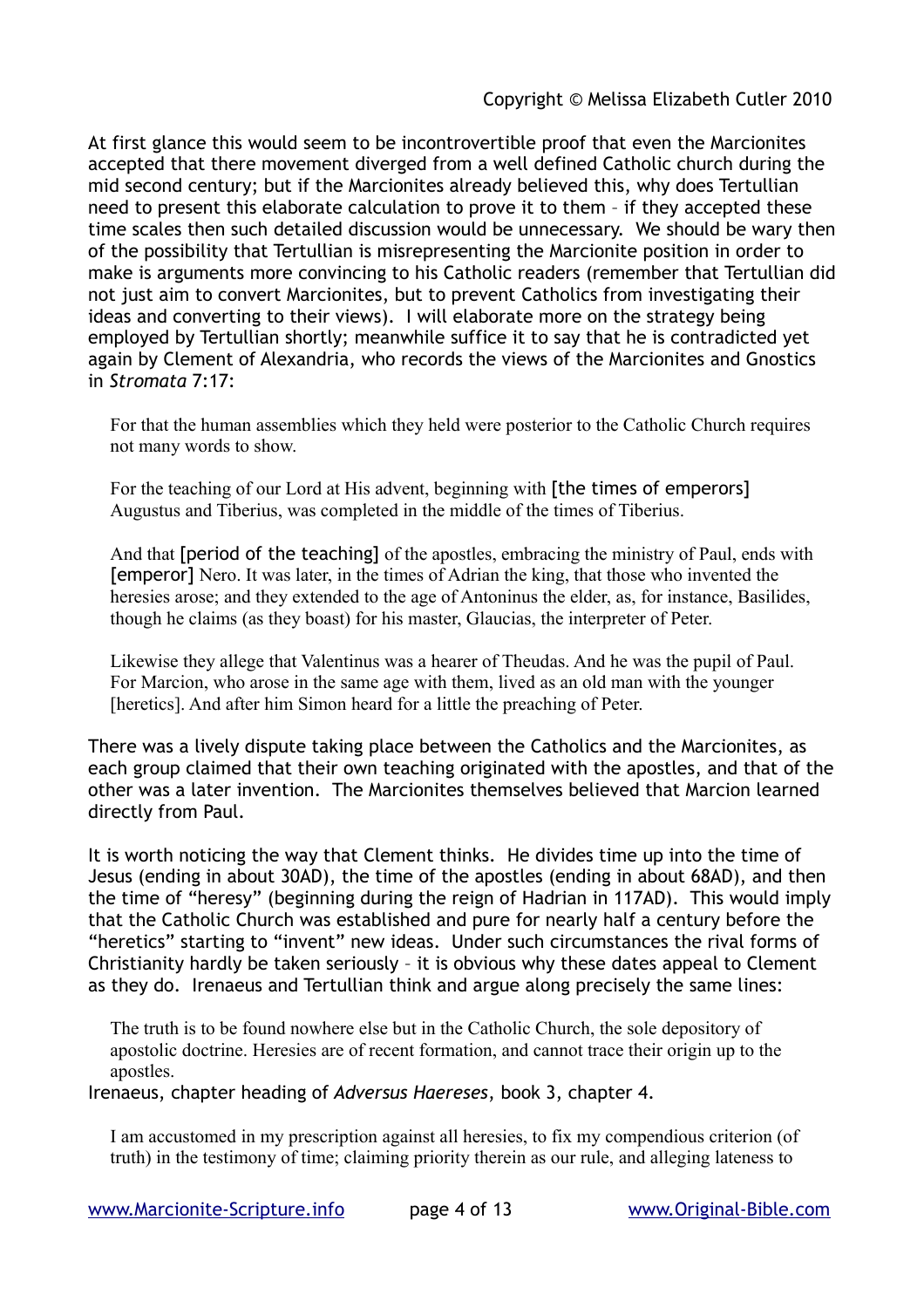At first glance this would seem to be incontrovertible proof that even the Marcionites accepted that there movement diverged from a well defined Catholic church during the mid second century; but if the Marcionites already believed this, why does Tertullian need to present this elaborate calculation to prove it to them – if they accepted these time scales then such detailed discussion would be unnecessary. We should be wary then of the possibility that Tertullian is misrepresenting the Marcionite position in order to make is arguments more convincing to his Catholic readers (remember that Tertullian did not just aim to convert Marcionites, but to prevent Catholics from investigating their ideas and converting to their views). I will elaborate more on the strategy being employed by Tertullian shortly; meanwhile suffice it to say that he is contradicted yet again by Clement of Alexandria, who records the views of the Marcionites and Gnostics in *Stromata* 7:17:

> For that the human assemblies which they held were posterior to the Catholic Church requires not many words to show.
>
> For the teaching of our Lord at His advent, beginning with [the times of emperors] Augustus and Tiberius, was completed in the middle of the times of Tiberius.
>
> And that [period of the teaching] of the apostles, embracing the ministry of Paul, ends with [emperor] Nero. It was later, in the times of Adrian the king, that those who invented the heresies arose; and they extended to the age of Antoninus the elder, as, for instance, Basilides, though he claims (as they boast) for his master, Glaucias, the interpreter of Peter.
>
> Likewise they allege that Valentinus was a hearer of Theudas. And he was the pupil of Paul. For Marcion, who arose in the same age with them, lived as an old man with the younger [heretics]. And after him Simon heard for a little the preaching of Peter.

There was a lively dispute taking place between the Catholics and the Marcionites, as each group claimed that their own teaching originated with the apostles, and that of the other was a later invention. The Marcionites themselves believed that Marcion learned directly from Paul.

It is worth noticing the way that Clement thinks. He divides time up into the time of Jesus (ending in about 30AD), the time of the apostles (ending in about 68AD), and then the time of "heresy" (beginning during the reign of Hadrian in 117AD). This would imply that the Catholic Church was established and pure for nearly half a century before the "heretics" starting to "invent" new ideas. Under such circumstances the rival forms of Christianity hardly be taken seriously – it is obvious why these dates appeal to Clement as they do. Irenaeus and Tertullian think and argue along precisely the same lines:

> The truth is to be found nowhere else but in the Catholic Church, the sole depository of apostolic doctrine. Heresies are of recent formation, and cannot trace their origin up to the apostles.

Irenaeus, chapter heading of *Adversus Haereses*, book 3, chapter 4.

> I am accustomed in my prescription against all heresies, to fix my compendious criterion (of truth) in the testimony of time; claiming priority therein as our rule, and alleging lateness to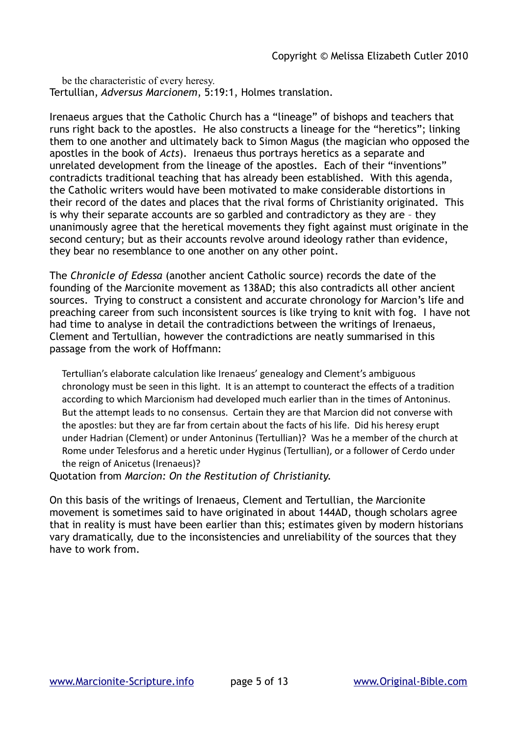be the characteristic of every heresy.

Tertullian, *Adversus Marcionem*, 5:19:1, Holmes translation.

Irenaeus argues that the Catholic Church has a "lineage" of bishops and teachers that runs right back to the apostles. He also constructs a lineage for the "heretics"; linking them to one another and ultimately back to Simon Magus (the magician who opposed the apostles in the book of *Acts*). Irenaeus thus portrays heretics as a separate and unrelated development from the lineage of the apostles. Each of their "inventions" contradicts traditional teaching that has already been established. With this agenda, the Catholic writers would have been motivated to make considerable distortions in their record of the dates and places that the rival forms of Christianity originated. This is why their separate accounts are so garbled and contradictory as they are – they unanimously agree that the heretical movements they fight against must originate in the second century; but as their accounts revolve around ideology rather than evidence, they bear no resemblance to one another on any other point.

The *Chronicle of Edessa* (another ancient Catholic source) records the date of the founding of the Marcionite movement as 138AD; this also contradicts all other ancient sources. Trying to construct a consistent and accurate chronology for Marcion's life and preaching career from such inconsistent sources is like trying to knit with fog. I have not had time to analyse in detail the contradictions between the writings of Irenaeus, Clement and Tertullian, however the contradictions are neatly summarised in this passage from the work of Hoffmann:

> Tertullian's elaborate calculation like Irenaeus' genealogy and Clement's ambiguous chronology must be seen in this light. It is an attempt to counteract the effects of a tradition according to which Marcionism had developed much earlier than in the times of Antoninus. But the attempt leads to no consensus. Certain they are that Marcion did not converse with the apostles: but they are far from certain about the facts of his life. Did his heresy erupt under Hadrian (Clement) or under Antoninus (Tertullian)? Was he a member of the church at Rome under Telesforus and a heretic under Hyginus (Tertullian), or a follower of Cerdo under the reign of Anicetus (Irenaeus)?

Quotation from *Marcion: On the Restitution of Christianity*.

On this basis of the writings of Irenaeus, Clement and Tertullian, the Marcionite movement is sometimes said to have originated in about 144AD, though scholars agree that in reality is must have been earlier than this; estimates given by modern historians vary dramatically, due to the inconsistencies and unreliability of the sources that they have to work from.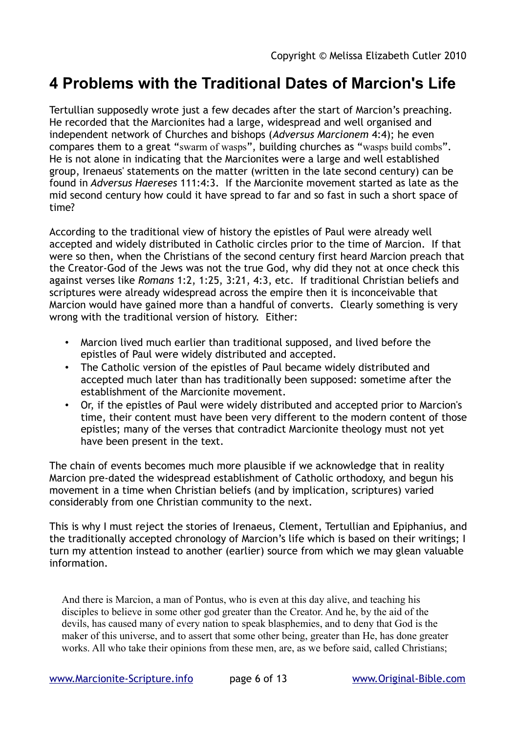## 4 Problems with the Traditional Dates of Marcion's Life

Tertullian supposedly wrote just a few decades after the start of Marcion's preaching. He recorded that the Marcionites had a large, widespread and well organised and independent network of Churches and bishops (*Adversus Marcionem* 4:4); he even compares them to a great "swarm of wasps", building churches as "wasps build combs". He is not alone in indicating that the Marcionites were a large and well established group, Irenaeus' statements on the matter (written in the late second century) can be found in *Adversus Haereses* 111:4:3. If the Marcionite movement started as late as the mid second century how could it have spread to far and so fast in such a short space of time?

According to the traditional view of history the epistles of Paul were already well accepted and widely distributed in Catholic circles prior to the time of Marcion. If that were so then, when the Christians of the second century first heard Marcion preach that the Creator-God of the Jews was not the true God, why did they not at once check this against verses like *Romans* 1:2, 1:25, 3:21, 4:3, etc. If traditional Christian beliefs and scriptures were already widespread across the empire then it is inconceivable that Marcion would have gained more than a handful of converts. Clearly something is very wrong with the traditional version of history. Either:

- Marcion lived much earlier than traditional supposed, and lived before the epistles of Paul were widely distributed and accepted.
- The Catholic version of the epistles of Paul became widely distributed and accepted much later than has traditionally been supposed: sometime after the establishment of the Marcionite movement.
- Or, if the epistles of Paul were widely distributed and accepted prior to Marcion's time, their content must have been very different to the modern content of those epistles; many of the verses that contradict Marcionite theology must not yet have been present in the text.

The chain of events becomes much more plausible if we acknowledge that in reality Marcion pre-dated the widespread establishment of Catholic orthodoxy, and begun his movement in a time when Christian beliefs (and by implication, scriptures) varied considerably from one Christian community to the next.

This is why I must reject the stories of Irenaeus, Clement, Tertullian and Epiphanius, and the traditionally accepted chronology of Marcion's life which is based on their writings; I turn my attention instead to another (earlier) source from which we may glean valuable information.

> And there is Marcion, a man of Pontus, who is even at this day alive, and teaching his disciples to believe in some other god greater than the Creator. And he, by the aid of the devils, has caused many of every nation to speak blasphemies, and to deny that God is the maker of this universe, and to assert that some other being, greater than He, has done greater works. All who take their opinions from these men, are, as we before said, called Christians;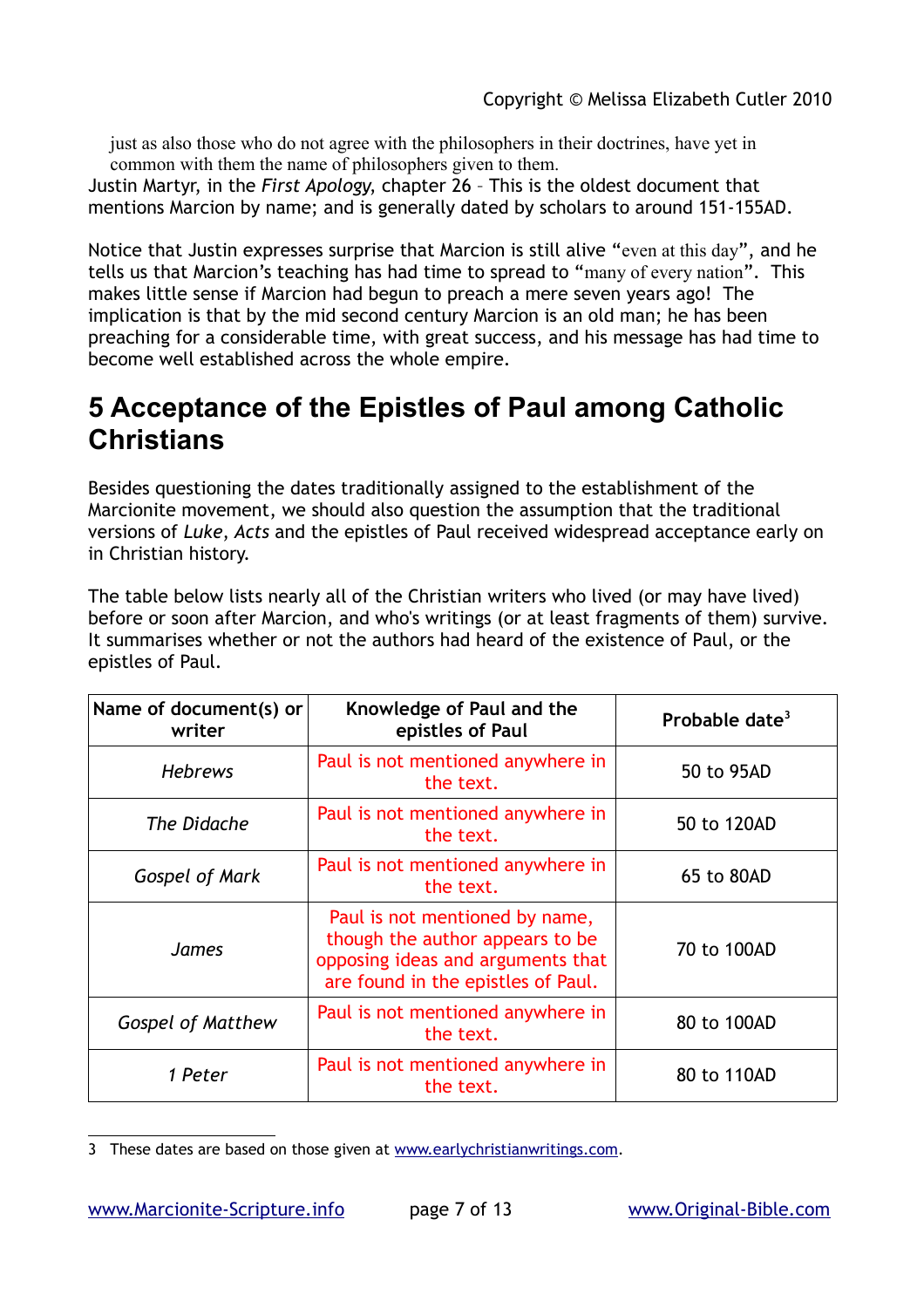just as also those who do not agree with the philosophers in their doctrines, have yet in common with them the name of philosophers given to them.

Justin Martyr, in the *First Apology*, chapter 26 – This is the oldest document that mentions Marcion by name; and is generally dated by scholars to around 151-155AD.

Notice that Justin expresses surprise that Marcion is still alive "even at this day", and he tells us that Marcion's teaching has had time to spread to "many of every nation". This makes little sense if Marcion had begun to preach a mere seven years ago! The implication is that by the mid second century Marcion is an old man; he has been preaching for a considerable time, with great success, and his message has had time to become well established across the whole empire.

# 5 Acceptance of the Epistles of Paul among Catholic Christians

Besides questioning the dates traditionally assigned to the establishment of the Marcionite movement, we should also question the assumption that the traditional versions of *Luke*, *Acts* and the epistles of Paul received widespread acceptance early on in Christian history.

The table below lists nearly all of the Christian writers who lived (or may have lived) before or soon after Marcion, and who's writings (or at least fragments of them) survive. It summarises whether or not the authors had heard of the existence of Paul, or the epistles of Paul.

| Name of document(s) or writer | Knowledge of Paul and the epistles of Paul | Probable date[3] |
|---|---|---|
| *Hebrews* | Paul is not mentioned anywhere in the text. | 50 to 95AD |
| *The Didache* | Paul is not mentioned anywhere in the text. | 50 to 120AD |
| *Gospel of Mark* | Paul is not mentioned anywhere in the text. | 65 to 80AD |
| *James* | Paul is not mentioned by name, though the author appears to be opposing ideas and arguments that are found in the epistles of Paul. | 70 to 100AD |
| *Gospel of Matthew* | Paul is not mentioned anywhere in the text. | 80 to 100AD |
| *1 Peter* | Paul is not mentioned anywhere in the text. | 80 to 110AD |

3 These dates are based on those given at www.earlychristianwritings.com.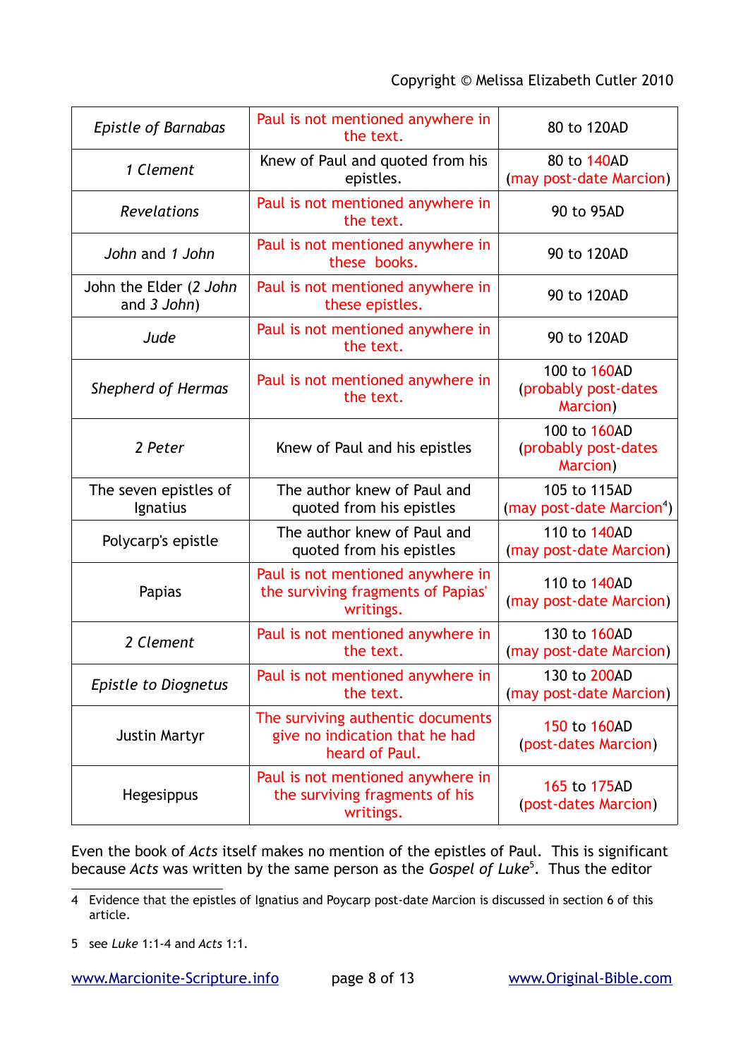| *Epistle of Barnabas* | Paul is not mentioned anywhere in the text. | 80 to 120AD |
|---|---|---|
| *1 Clement* | Knew of Paul and quoted from his epistles. | 80 to 140AD (may post-date Marcion) |
| *Revelations* | Paul is not mentioned anywhere in the text. | 90 to 95AD |
| *John* and *1 John* | Paul is not mentioned anywhere in these books. | 90 to 120AD |
| John the Elder (*2 John* and *3 John*) | Paul is not mentioned anywhere in these epistles. | 90 to 120AD |
| *Jude* | Paul is not mentioned anywhere in the text. | 90 to 120AD |
| *Shepherd of Hermas* | Paul is not mentioned anywhere in the text. | 100 to 160AD (probably post-dates Marcion) |
| *2 Peter* | Knew of Paul and his epistles | 100 to 160AD (probably post-dates Marcion) |
| The seven epistles of Ignatius | The author knew of Paul and quoted from his epistles | 105 to 115AD (may post-date Marcion[4]) |
| Polycarp's epistle | The author knew of Paul and quoted from his epistles | 110 to 140AD (may post-date Marcion) |
| Papias | Paul is not mentioned anywhere in the surviving fragments of Papias' writings. | 110 to 140AD (may post-date Marcion) |
| *2 Clement* | Paul is not mentioned anywhere in the text. | 130 to 160AD (may post-date Marcion) |
| *Epistle to Diognetus* | Paul is not mentioned anywhere in the text. | 130 to 200AD (may post-date Marcion) |
| Justin Martyr | The surviving authentic documents give no indication that he had heard of Paul. | 150 to 160AD (post-dates Marcion) |
| Hegesippus | Paul is not mentioned anywhere in the surviving fragments of his writings. | 165 to 175AD (post-dates Marcion) |

Even the book of *Acts* itself makes no mention of the epistles of Paul. This is significant because *Acts* was written by the same person as the *Gospel of Luke*[5]. Thus the editor

---

4 Evidence that the epistles of Ignatius and Poycarp post-date Marcion is discussed in section 6 of this article.

5 see *Luke* 1:1-4 and *Acts* 1:1.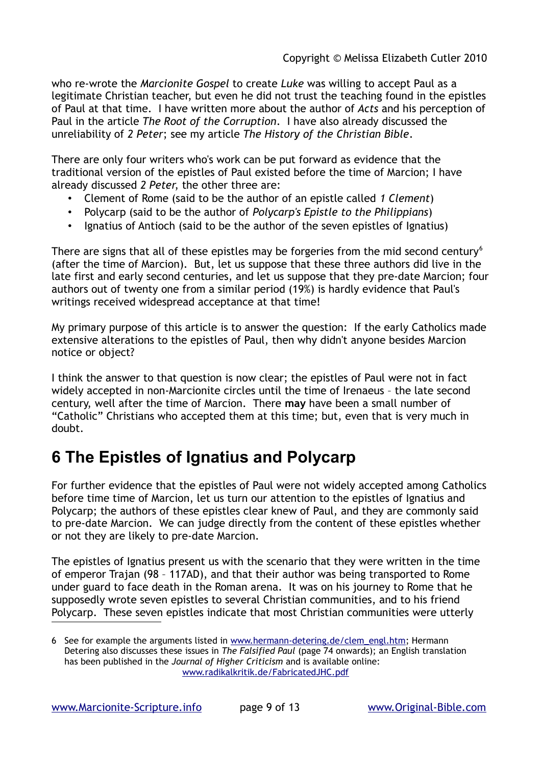who re-wrote the *Marcionite Gospel* to create *Luke* was willing to accept Paul as a legitimate Christian teacher, but even he did not trust the teaching found in the epistles of Paul at that time. I have written more about the author of *Acts* and his perception of Paul in the article *The Root of the Corruption*. I have also already discussed the unreliability of *2 Peter*; see my article *The History of the Christian Bible*.

There are only four writers who's work can be put forward as evidence that the traditional version of the epistles of Paul existed before the time of Marcion; I have already discussed *2 Peter*, the other three are:

- Clement of Rome (said to be the author of an epistle called *1 Clement*)
- Polycarp (said to be the author of *Polycarp's Epistle to the Philippians*)
- Ignatius of Antioch (said to be the author of the seven epistles of Ignatius)

There are signs that all of these epistles may be forgeries from the mid second century[6] (after the time of Marcion). But, let us suppose that these three authors did live in the late first and early second centuries, and let us suppose that they pre-date Marcion; four authors out of twenty one from a similar period (19%) is hardly evidence that Paul's writings received widespread acceptance at that time!

My primary purpose of this article is to answer the question: If the early Catholics made extensive alterations to the epistles of Paul, then why didn't anyone besides Marcion notice or object?

I think the answer to that question is now clear; the epistles of Paul were not in fact widely accepted in non-Marcionite circles until the time of Irenaeus – the late second century, well after the time of Marcion. There **may** have been a small number of "Catholic" Christians who accepted them at this time; but, even that is very much in doubt.

# 6 The Epistles of Ignatius and Polycarp

For further evidence that the epistles of Paul were not widely accepted among Catholics before time time of Marcion, let us turn our attention to the epistles of Ignatius and Polycarp; the authors of these epistles clear knew of Paul, and they are commonly said to pre-date Marcion. We can judge directly from the content of these epistles whether or not they are likely to pre-date Marcion.

The epistles of Ignatius present us with the scenario that they were written in the time of emperor Trajan (98 – 117AD), and that their author was being transported to Rome under guard to face death in the Roman arena. It was on his journey to Rome that he supposedly wrote seven epistles to several Christian communities, and to his friend Polycarp. These seven epistles indicate that most Christian communities were utterly

6 See for example the arguments listed in www.hermann-detering.de/clem_engl.htm; Hermann Detering also discusses these issues in *The Falsified Paul* (page 74 onwards); an English translation has been published in the *Journal of Higher Criticism* and is available online: www.radikalkritik.de/FabricatedJHC.pdf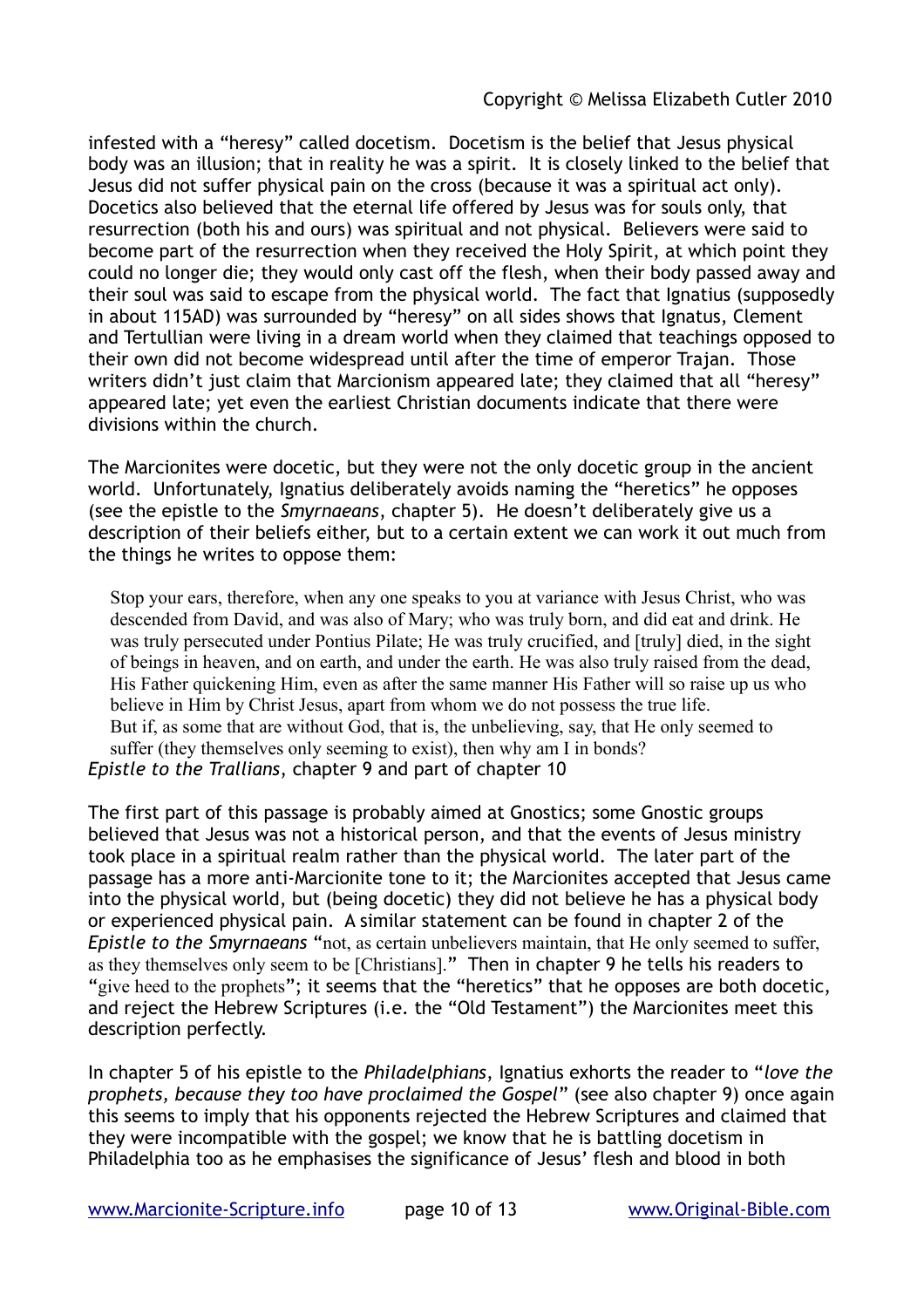infested with a "heresy" called docetism. Docetism is the belief that Jesus physical body was an illusion; that in reality he was a spirit. It is closely linked to the belief that Jesus did not suffer physical pain on the cross (because it was a spiritual act only). Docetics also believed that the eternal life offered by Jesus was for souls only, that resurrection (both his and ours) was spiritual and not physical. Believers were said to become part of the resurrection when they received the Holy Spirit, at which point they could no longer die; they would only cast off the flesh, when their body passed away and their soul was said to escape from the physical world. The fact that Ignatius (supposedly in about 115AD) was surrounded by "heresy" on all sides shows that Ignatus, Clement and Tertullian were living in a dream world when they claimed that teachings opposed to their own did not become widespread until after the time of emperor Trajan. Those writers didn't just claim that Marcionism appeared late; they claimed that all "heresy" appeared late; yet even the earliest Christian documents indicate that there were divisions within the church.

The Marcionites were docetic, but they were not the only docetic group in the ancient world. Unfortunately, Ignatius deliberately avoids naming the "heretics" he opposes (see the epistle to the *Smyrnaeans*, chapter 5). He doesn't deliberately give us a description of their beliefs either, but to a certain extent we can work it out much from the things he writes to oppose them:

> Stop your ears, therefore, when any one speaks to you at variance with Jesus Christ, who was descended from David, and was also of Mary; who was truly born, and did eat and drink. He was truly persecuted under Pontius Pilate; He was truly crucified, and [truly] died, in the sight of beings in heaven, and on earth, and under the earth. He was also truly raised from the dead, His Father quickening Him, even as after the same manner His Father will so raise up us who believe in Him by Christ Jesus, apart from whom we do not possess the true life.
> But if, as some that are without God, that is, the unbelieving, say, that He only seemed to suffer (they themselves only seeming to exist), then why am I in bonds?

*Epistle to the Trallians*, chapter 9 and part of chapter 10

The first part of this passage is probably aimed at Gnostics; some Gnostic groups believed that Jesus was not a historical person, and that the events of Jesus ministry took place in a spiritual realm rather than the physical world. The later part of the passage has a more anti-Marcionite tone to it; the Marcionites accepted that Jesus came into the physical world, but (being docetic) they did not believe he has a physical body or experienced physical pain. A similar statement can be found in chapter 2 of the *Epistle to the Smyrnaeans* "not, as certain unbelievers maintain, that He only seemed to suffer, as they themselves only seem to be [Christians]." Then in chapter 9 he tells his readers to "give heed to the prophets"; it seems that the "heretics" that he opposes are both docetic, and reject the Hebrew Scriptures (i.e. the "Old Testament") the Marcionites meet this description perfectly.

In chapter 5 of his epistle to the *Philadelphians*, Ignatius exhorts the reader to "*love the prophets, because they too have proclaimed the Gospel*" (see also chapter 9) once again this seems to imply that his opponents rejected the Hebrew Scriptures and claimed that they were incompatible with the gospel; we know that he is battling docetism in Philadelphia too as he emphasises the significance of Jesus' flesh and blood in both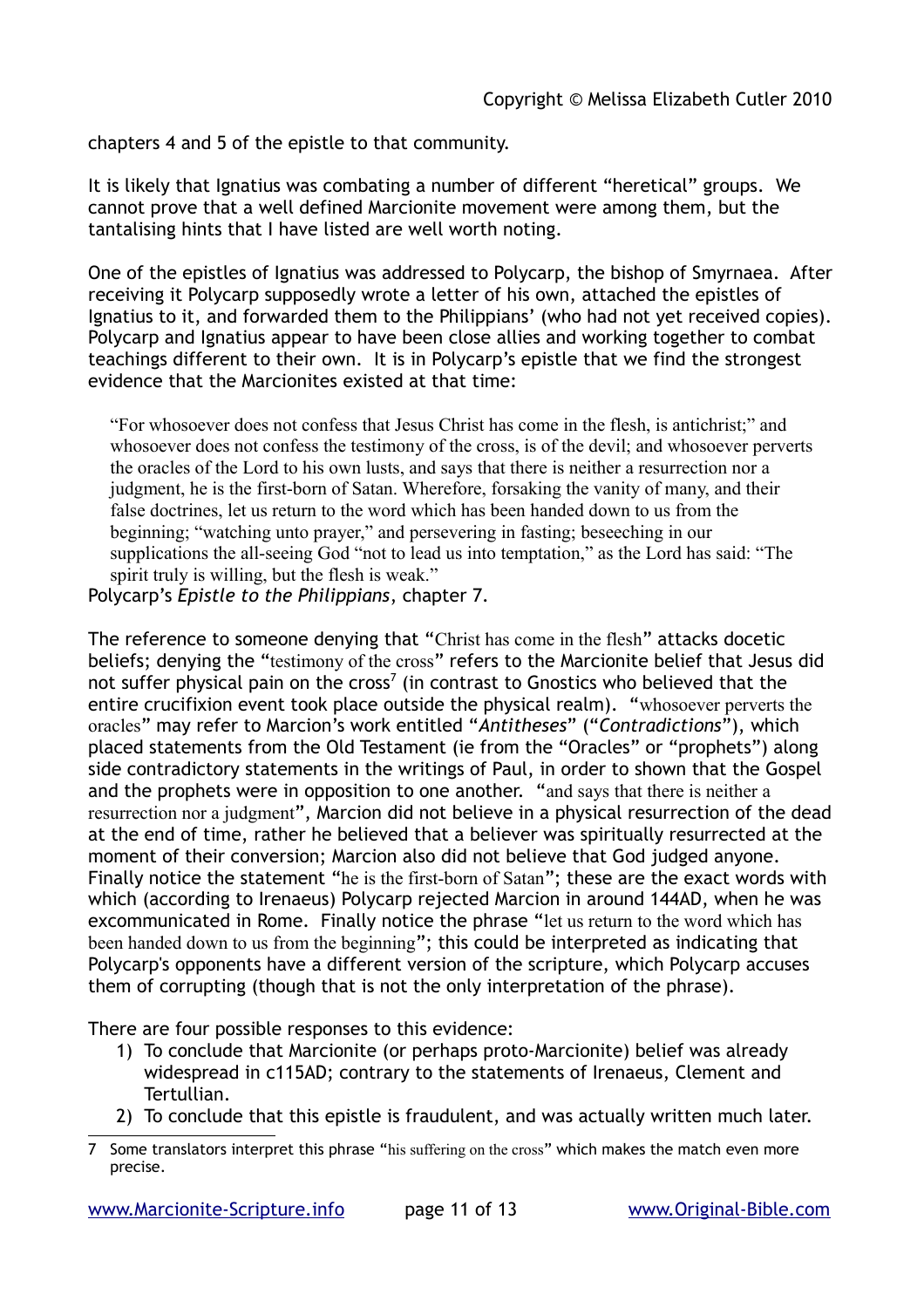chapters 4 and 5 of the epistle to that community.

It is likely that Ignatius was combating a number of different "heretical" groups. We cannot prove that a well defined Marcionite movement were among them, but the tantalising hints that I have listed are well worth noting.

One of the epistles of Ignatius was addressed to Polycarp, the bishop of Smyrnaea. After receiving it Polycarp supposedly wrote a letter of his own, attached the epistles of Ignatius to it, and forwarded them to the Philippians' (who had not yet received copies). Polycarp and Ignatius appear to have been close allies and working together to combat teachings different to their own. It is in Polycarp's epistle that we find the strongest evidence that the Marcionites existed at that time:

> "For whosoever does not confess that Jesus Christ has come in the flesh, is antichrist;" and whosoever does not confess the testimony of the cross, is of the devil; and whosoever perverts the oracles of the Lord to his own lusts, and says that there is neither a resurrection nor a judgment, he is the first-born of Satan. Wherefore, forsaking the vanity of many, and their false doctrines, let us return to the word which has been handed down to us from the beginning; "watching unto prayer," and persevering in fasting; beseeching in our supplications the all-seeing God "not to lead us into temptation," as the Lord has said: "The spirit truly is willing, but the flesh is weak."

Polycarp's *Epistle to the Philippians*, chapter 7.

The reference to someone denying that "Christ has come in the flesh" attacks docetic beliefs; denying the "testimony of the cross" refers to the Marcionite belief that Jesus did not suffer physical pain on the cross[7] (in contrast to Gnostics who believed that the entire crucifixion event took place outside the physical realm). "whosoever perverts the oracles" may refer to Marcion's work entitled "*Antitheses*" ("*Contradictions*"), which placed statements from the Old Testament (ie from the "Oracles" or "prophets") along side contradictory statements in the writings of Paul, in order to shown that the Gospel and the prophets were in opposition to one another. "and says that there is neither a resurrection nor a judgment", Marcion did not believe in a physical resurrection of the dead at the end of time, rather he believed that a believer was spiritually resurrected at the moment of their conversion; Marcion also did not believe that God judged anyone. Finally notice the statement "he is the first-born of Satan"; these are the exact words with which (according to Irenaeus) Polycarp rejected Marcion in around 144AD, when he was excommunicated in Rome. Finally notice the phrase "let us return to the word which has been handed down to us from the beginning"; this could be interpreted as indicating that Polycarp's opponents have a different version of the scripture, which Polycarp accuses them of corrupting (though that is not the only interpretation of the phrase).

There are four possible responses to this evidence:

1) To conclude that Marcionite (or perhaps proto-Marcionite) belief was already widespread in c115AD; contrary to the statements of Irenaeus, Clement and Tertullian.
2) To conclude that this epistle is fraudulent, and was actually written much later.

---

7 Some translators interpret this phrase "his suffering on the cross" which makes the match even more precise.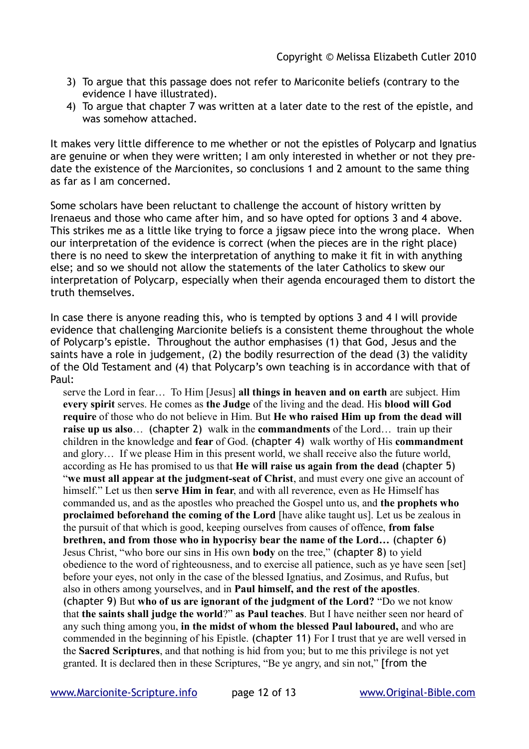3) To argue that this passage does not refer to Mariconite beliefs (contrary to the evidence I have illustrated).
4) To argue that chapter 7 was written at a later date to the rest of the epistle, and was somehow attached.

It makes very little difference to me whether or not the epistles of Polycarp and Ignatius are genuine or when they were written; I am only interested in whether or not they pre-date the existence of the Marcionites, so conclusions 1 and 2 amount to the same thing as far as I am concerned.

Some scholars have been reluctant to challenge the account of history written by Irenaeus and those who came after him, and so have opted for options 3 and 4 above. This strikes me as a little like trying to force a jigsaw piece into the wrong place. When our interpretation of the evidence is correct (when the pieces are in the right place) there is no need to skew the interpretation of anything to make it fit in with anything else; and so we should not allow the statements of the later Catholics to skew our interpretation of Polycarp, especially when their agenda encouraged them to distort the truth themselves.

In case there is anyone reading this, who is tempted by options 3 and 4 I will provide evidence that challenging Marcionite beliefs is a consistent theme throughout the whole of Polycarp's epistle. Throughout the author emphasises (1) that God, Jesus and the saints have a role in judgement, (2) the bodily resurrection of the dead (3) the validity of the Old Testament and (4) that Polycarp's own teaching is in accordance with that of Paul:

> serve the Lord in fear… To Him [Jesus] **all things in heaven and on earth** are subject. Him **every spirit** serves. He comes as **the Judge** of the living and the dead. His **blood will God require** of those who do not believe in Him. But **He who raised Him up from the dead will raise up us also**… (chapter 2) walk in the **commandments** of the Lord… train up their children in the knowledge and **fear** of God. (chapter 4) walk worthy of His **commandment** and glory… If we please Him in this present world, we shall receive also the future world, according as He has promised to us that **He will raise us again from the dead** (chapter 5) "**we must all appear at the judgment-seat of Christ**, and must every one give an account of himself." Let us then **serve Him in fear**, and with all reverence, even as He Himself has commanded us, and as the apostles who preached the Gospel unto us, and **the prophets who proclaimed beforehand the coming of the Lord** [have alike taught us]. Let us be zealous in the pursuit of that which is good, keeping ourselves from causes of offence, **from false brethren, and from those who in hypocrisy bear the name of the Lord…** (chapter 6) Jesus Christ, "who bore our sins in His own **body** on the tree," (chapter 8) to yield obedience to the word of righteousness, and to exercise all patience, such as ye have seen [set] before your eyes, not only in the case of the blessed Ignatius, and Zosimus, and Rufus, but also in others among yourselves, and in **Paul himself, and the rest of the apostles**. (chapter 9) But **who of us are ignorant of the judgment of the Lord?** "Do we not know that **the saints shall judge the world**?" **as Paul teaches**. But I have neither seen nor heard of any such thing among you, **in the midst of whom the blessed Paul laboured,** and who are commended in the beginning of his Epistle. (chapter 11) For I trust that ye are well versed in the **Sacred Scriptures**, and that nothing is hid from you; but to me this privilege is not yet granted. It is declared then in these Scriptures, "Be ye angry, and sin not," [from the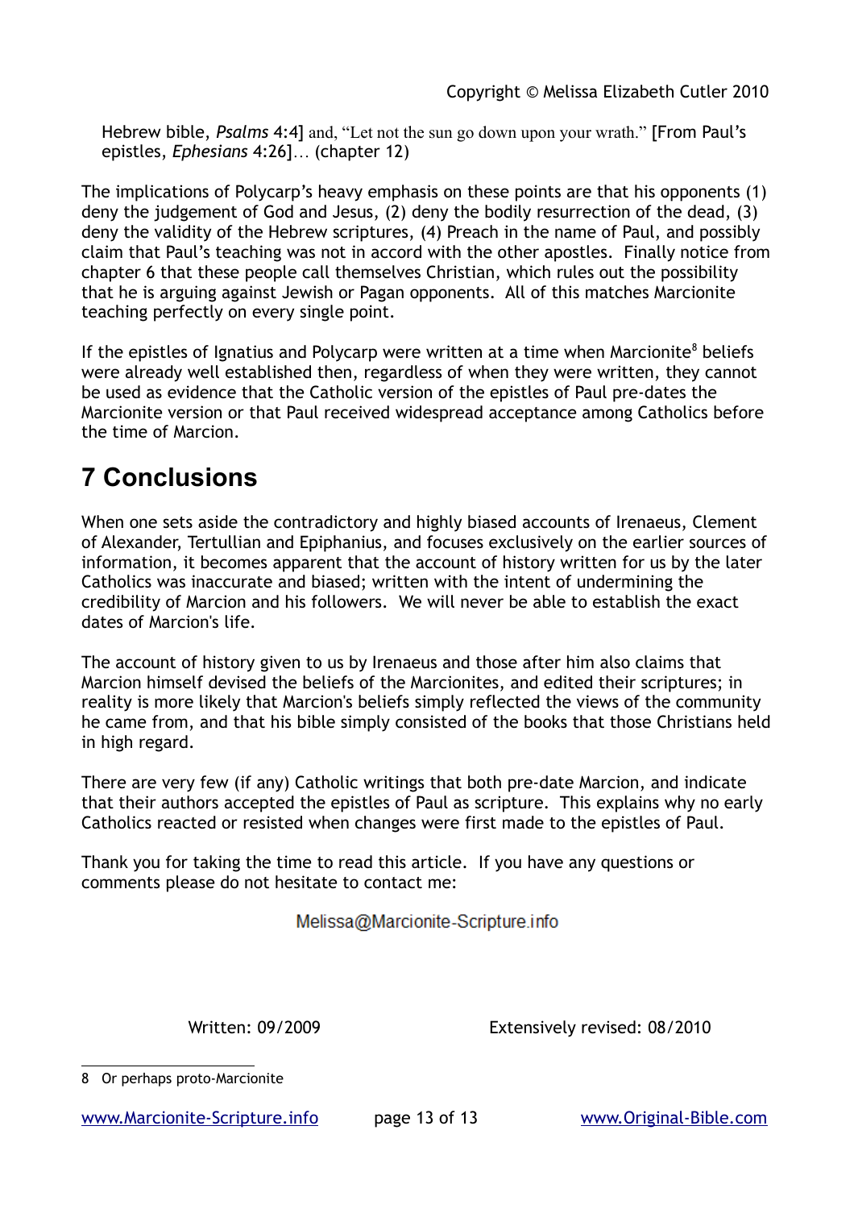Hebrew bible, *Psalms* 4:4] and, "Let not the sun go down upon your wrath." [From Paul's epistles, *Ephesians* 4:26]… (chapter 12)

The implications of Polycarp's heavy emphasis on these points are that his opponents (1) deny the judgement of God and Jesus, (2) deny the bodily resurrection of the dead, (3) deny the validity of the Hebrew scriptures, (4) Preach in the name of Paul, and possibly claim that Paul's teaching was not in accord with the other apostles. Finally notice from chapter 6 that these people call themselves Christian, which rules out the possibility that he is arguing against Jewish or Pagan opponents. All of this matches Marcionite teaching perfectly on every single point.

If the epistles of Ignatius and Polycarp were written at a time when Marcionite[8] beliefs were already well established then, regardless of when they were written, they cannot be used as evidence that the Catholic version of the epistles of Paul pre-dates the Marcionite version or that Paul received widespread acceptance among Catholics before the time of Marcion.

# 7 Conclusions

When one sets aside the contradictory and highly biased accounts of Irenaeus, Clement of Alexander, Tertullian and Epiphanius, and focuses exclusively on the earlier sources of information, it becomes apparent that the account of history written for us by the later Catholics was inaccurate and biased; written with the intent of undermining the credibility of Marcion and his followers. We will never be able to establish the exact dates of Marcion's life.

The account of history given to us by Irenaeus and those after him also claims that Marcion himself devised the beliefs of the Marcionites, and edited their scriptures; in reality is more likely that Marcion's beliefs simply reflected the views of the community he came from, and that his bible simply consisted of the books that those Christians held in high regard.

There are very few (if any) Catholic writings that both pre-date Marcion, and indicate that their authors accepted the epistles of Paul as scripture. This explains why no early Catholics reacted or resisted when changes were first made to the epistles of Paul.

Thank you for taking the time to read this article. If you have any questions or comments please do not hesitate to contact me:

Melissa@Marcionite-Scripture.info

Written: 09/2009 Extensively revised: 08/2010

---

8 Or perhaps proto-Marcionite